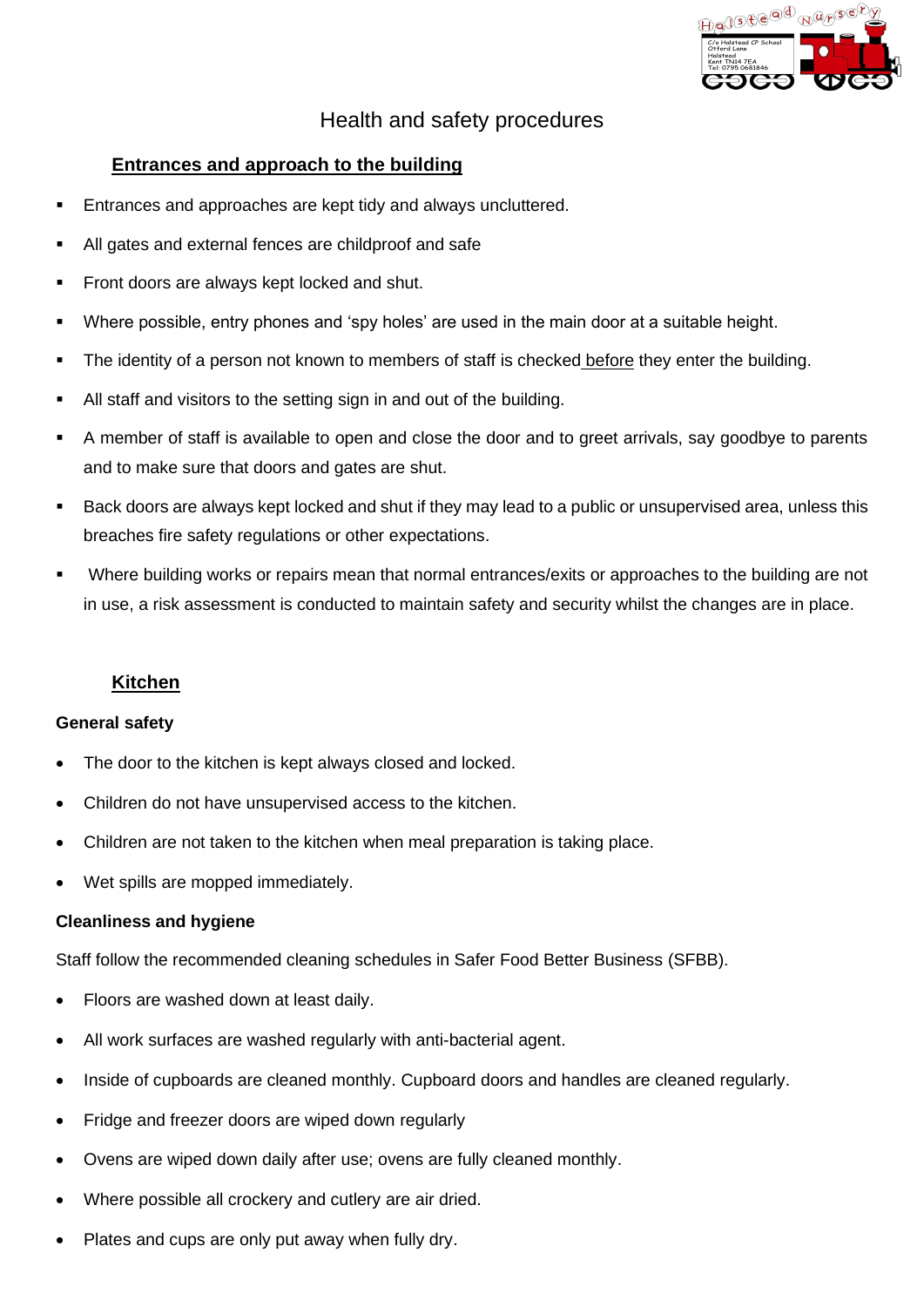# Health and safety procedures

## Entrances and approach to the building

- Entrances and approaches are kept tidy and always uncluttered.
- All gates and external fences are childproof and safe
- Front doors are always kept locked and shut.
- Where possible, entry phones and 'spy holes' are used in the main door at a suitable height.
- The identity of a person not known to members of staff is checked before they enter the building.
- All staff and visitors to the setting sign in and out of the building.
- A member of staff is available to open and close the door and to greet arrivals, say goodbye to parents and to make sure that doors and gates are shut.
- Back doors are always kept locked and shut if they may lead to a public or unsupervised area, unless this breaches fire safety regulations or other expectations.
- Where building works or repairs mean that normal entrances/exits or approaches to the building are not in use, a risk assessment is conducted to maintain safety and security whilst the changes are in place.

## Kitchen

### General safety

- The door to the kitchen is kept always closed and locked.
- Children do not have unsupervised access to the kitchen.
- Children are not taken to the kitchen when meal preparation is taking place.
- Wet spills are mopped immediately.

### Cleanliness and hygiene

Staff follow the recommended cleaning schedules in Safer Food Better Business (SFBB).

- Floors are washed down at least daily.
- All work surfaces are washed regularly with anti-bacterial agent.
- Inside of cupboards are cleaned monthly. Cupboard doors and handles are cleaned regularly.
- Fridge and freezer doors are wiped down regularly
- Ovens are wiped down daily after use; ovens are fully cleaned monthly.
- Where possible all crockery and cutlery are air dried.
- Plates and cups are only put away when fully dry.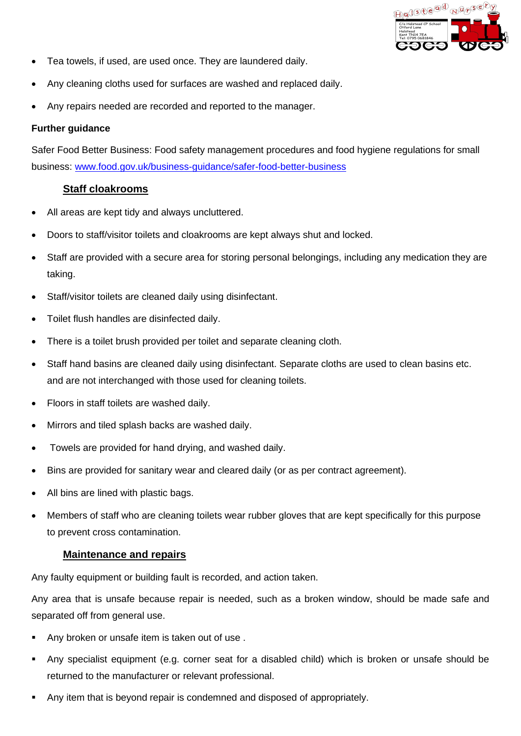- Tea towels, if used, are used once. They are laundered daily.
- Any cleaning cloths used for surfaces are washed and replaced daily.
- Any repairs needed are recorded and reported to the manager.

**Further guidance**

Safer Food Better Business: Food safety management procedures and food hygiene regulations for small business: [www.food.gov.uk/business-guidance/safer-food-better-business](www.food.gov.uk/business-guidance/safer-food-better-business)

## Staff cloakrooms

- All areas are kept tidy and always uncluttered.
- Doors to staff/visitor toilets and cloakrooms are kept always shut and locked.
- Staff are provided with a secure area for storing personal belongings, including any medication they are taking.
- Staff/visitor toilets are cleaned daily using disinfectant.
- Toilet flush handles are disinfected daily.
- There is a toilet brush provided per toilet and separate cleaning cloth.
- Staff hand basins are cleaned daily using disinfectant. Separate cloths are used to clean basins etc. and are not interchanged with those used for cleaning toilets.
- Floors in staff toilets are washed daily.
- Mirrors and tiled splash backs are washed daily.
- Towels are provided for hand drying, and washed daily.
- Bins are provided for sanitary wear and cleared daily (or as per contract agreement).
- All bins are lined with plastic bags.
- Members of staff who are cleaning toilets wear rubber gloves that are kept specifically for this purpose to prevent cross contamination.

## Maintenance and repairs

Any faulty equipment or building fault is recorded, and action taken.

Any area that is unsafe because repair is needed, such as a broken window, should be made safe and separated off from general use.

- Any broken or unsafe item is taken out of use .
- Any specialist equipment (e.g. corner seat for a disabled child) which is broken or unsafe should be returned to the manufacturer or relevant professional.
- Any item that is beyond repair is condemned and disposed of appropriately.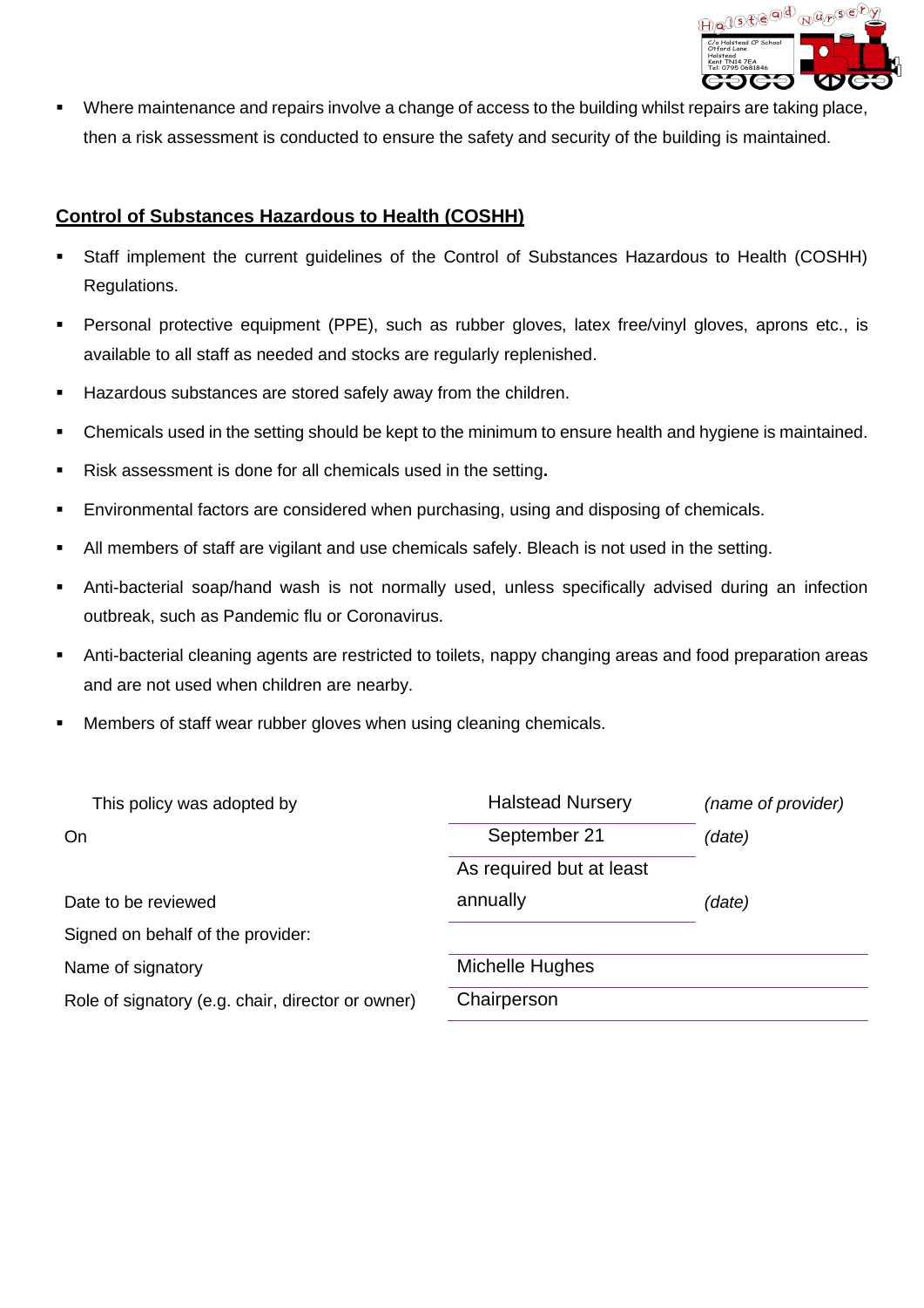- Where maintenance and repairs involve a change of access to the building whilst repairs are taking place, then a risk assessment is conducted to ensure the safety and security of the building is maintained.

## Control of Substances Hazardous to Health (COSHH)

- Staff implement the current guidelines of the Control of Substances Hazardous to Health (COSHH) Regulations.
- Personal protective equipment (PPE), such as rubber gloves, latex free/vinyl gloves, aprons etc., is available to all staff as needed and stocks are regularly replenished.
- Hazardous substances are stored safely away from the children.
- Chemicals used in the setting should be kept to the minimum to ensure health and hygiene is maintained.
- Risk assessment is done for all chemicals used in the setting**.**
- Environmental factors are considered when purchasing, using and disposing of chemicals.
- All members of staff are vigilant and use chemicals safely. Bleach is not used in the setting.
- Anti-bacterial soap/hand wash is not normally used, unless specifically advised during an infection outbreak, such as Pandemic flu or Coronavirus.
- Anti-bacterial cleaning agents are restricted to toilets, nappy changing areas and food preparation areas and are not used when children are nearby.
- Members of staff wear rubber gloves when using cleaning chemicals.

| | | |
|---|---|---|
| This policy was adopted by | Halstead Nursery | *(name of provider)* |
| On | September 21 | *(date)* |
| Date to be reviewed | As required but at least annually | *(date)* |
| Signed on behalf of the provider: | | |
| Name of signatory | Michelle Hughes | |
| Role of signatory (e.g. chair, director or owner) | Chairperson | |